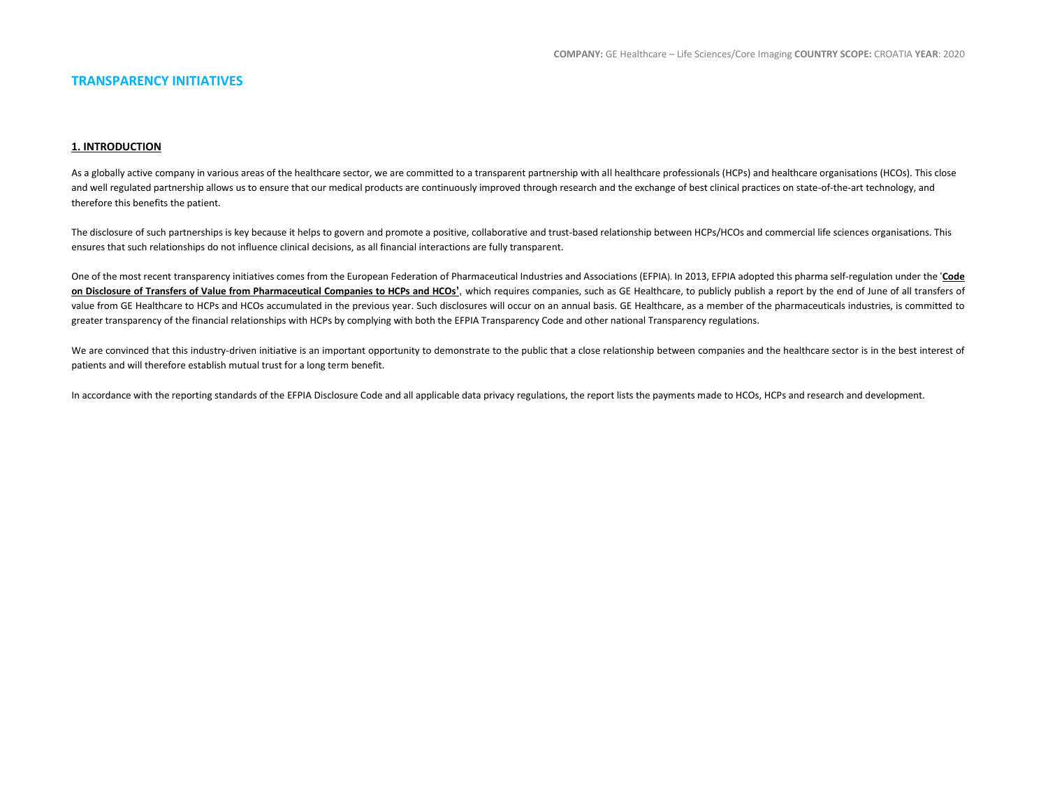**COMPANY:** GE Healthcare – Life Sciences/Core Imaging **COUNTRY SCOPE:** CROATIA **YEAR**: 2020

# TRANSPARENCY INITIATIVES

## 1. INTRODUCTION

As a globally active company in various areas of the healthcare sector, we are committed to a transparent partnership with all healthcare professionals (HCPs) and healthcare organisations (HCOs). This close and well regulated partnership allows us to ensure that our medical products are continuously improved through research and the exchange of best clinical practices on state-of-the-art technology, and therefore this benefits the patient.

The disclosure of such partnerships is key because it helps to govern and promote a positive, collaborative and trust-based relationship between HCPs/HCOs and commercial life sciences organisations. This ensures that such relationships do not influence clinical decisions, as all financial interactions are fully transparent.

One of the most recent transparency initiatives comes from the European Federation of Pharmaceutical Industries and Associations (EFPIA). In 2013, EFPIA adopted this pharma self-regulation under the '**Code on Disclosure of Transfers of Value from Pharmaceutical Companies to HCPs and HCOs'**, which requires companies, such as GE Healthcare, to publicly publish a report by the end of June of all transfers of value from GE Healthcare to HCPs and HCOs accumulated in the previous year. Such disclosures will occur on an annual basis. GE Healthcare, as a member of the pharmaceuticals industries, is committed to greater transparency of the financial relationships with HCPs by complying with both the EFPIA Transparency Code and other national Transparency regulations.

We are convinced that this industry-driven initiative is an important opportunity to demonstrate to the public that a close relationship between companies and the healthcare sector is in the best interest of patients and will therefore establish mutual trust for a long term benefit.

In accordance with the reporting standards of the EFPIA Disclosure Code and all applicable data privacy regulations, the report lists the payments made to HCOs, HCPs and research and development.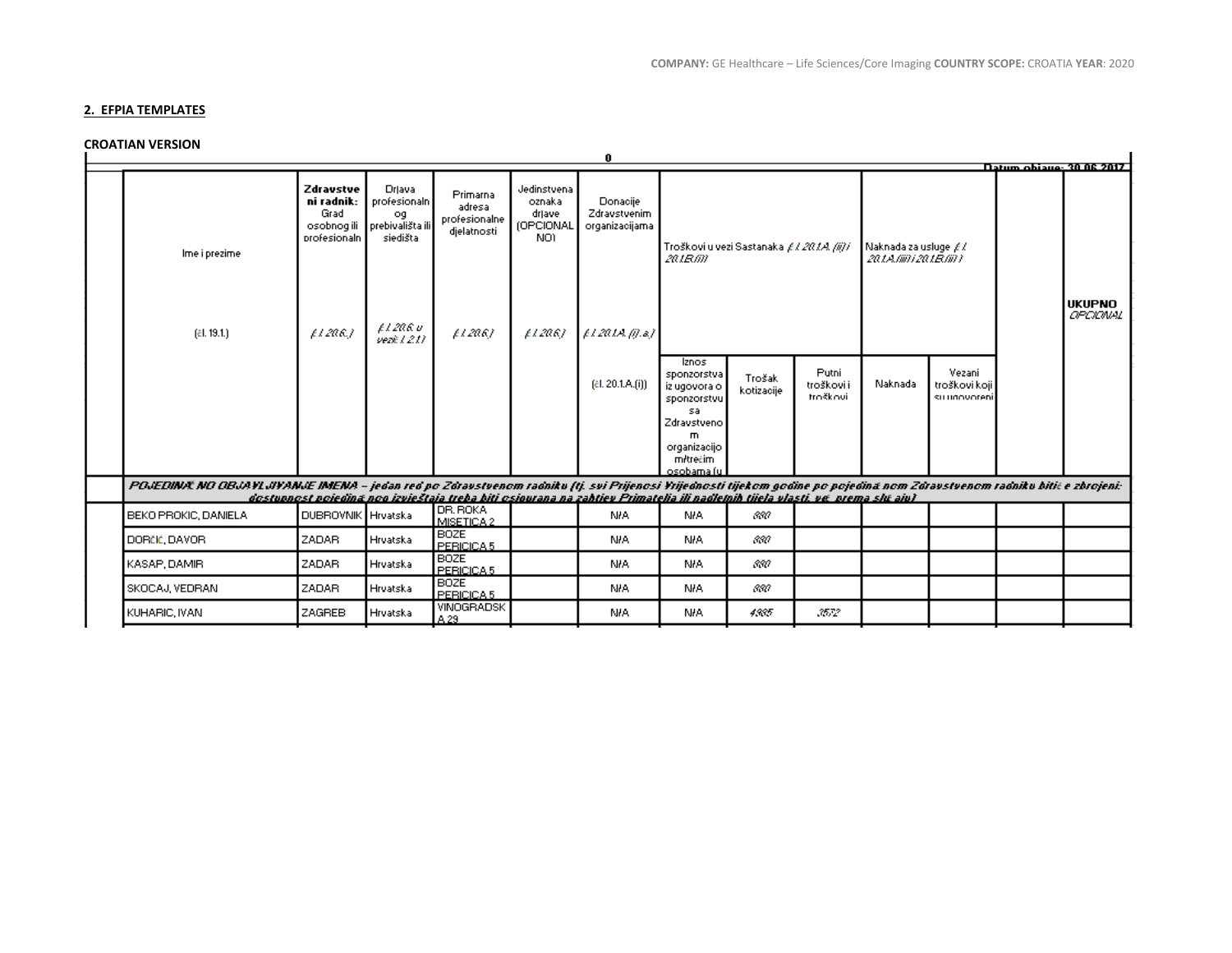## 2. EFPIA TEMPLATES

### CROATIAN VERSION

0

Datum objave: 30.06.2017

| | Ime i prezime (čl. 19.1.) | Zdravstveni radnik: Grad osobnog ili profesionaln (čl. 20.6.) | Država profesionalnog prebivališta ili sjedišta (čl. 20.6. u vezi čl. 2.1.) | Primarna adresa profesionalne djelatnosti (čl. 20.6.) | Jedinstvena oznaka države (OPCIONALNO) (čl. 20.6.) | Donacije Zdravstvenim organizacijama (čl. 20.1.A. (i).a.) | Troškovi u vezi Sastanaka (čl. 20.1.A. (ii) i 20.1.B.(i)) | | | Naknada za usluge (čl. 20.1.A.(iii) i 20.1.B.(ii)) | | | UKUPNO OPCIONAL |
|---|---|---|---|---|---|---|---|---|---|---|---|---|---|
| | | | | | | (čl. 20.1.A.(i)) | Iznos sponzorstva iz ugovora o sponzorstvu sa Zdravstvenom organizacijom/trećim osobama (u | Trošak kotizacije | Putni troškovi i troškovi | Naknada | Vezani troškovi koji su ugovoreni | | |
| | POJEDINAČNO OBJAVLJIVANJE IMENA – jedan red po Zdravstvenom radniku (tj. svi Prijenosi Vrijednosti tijekom godine po pojedinačnom Zdravstvenom radniku bitiće zbrojeni: dostupnost pojedinačnog izvještaja treba biti osigurana na zahtjev Primatelja ili nadležnih tijela vlasti, već prema slučaju) | | | | | | | | | | | | |
| | BEKO PROKIC, DANIELA | DUBROVNIK | Hrvatska | DR. ROKA MISETICA 2 | | N/A | N/A | 880 | | | | | |
| | DORČIC, DAVOR | ZADAR | Hrvatska | BOZE PERICICA 5 | | N/A | N/A | 880 | | | | | |
| | KASAP, DAMIR | ZADAR | Hrvatska | BOZE PERICICA 5 | | N/A | N/A | 880 | | | | | |
| | SKOCAJ, VEDRAN | ZADAR | Hrvatska | BOZE PERICICA 5 | | N/A | N/A | 880 | | | | | |
| | KUHARIC, IVAN | ZAGREB | Hrvatska | VINOGRADSKA 29 | | N/A | N/A | 4385 | 3572 | | | | |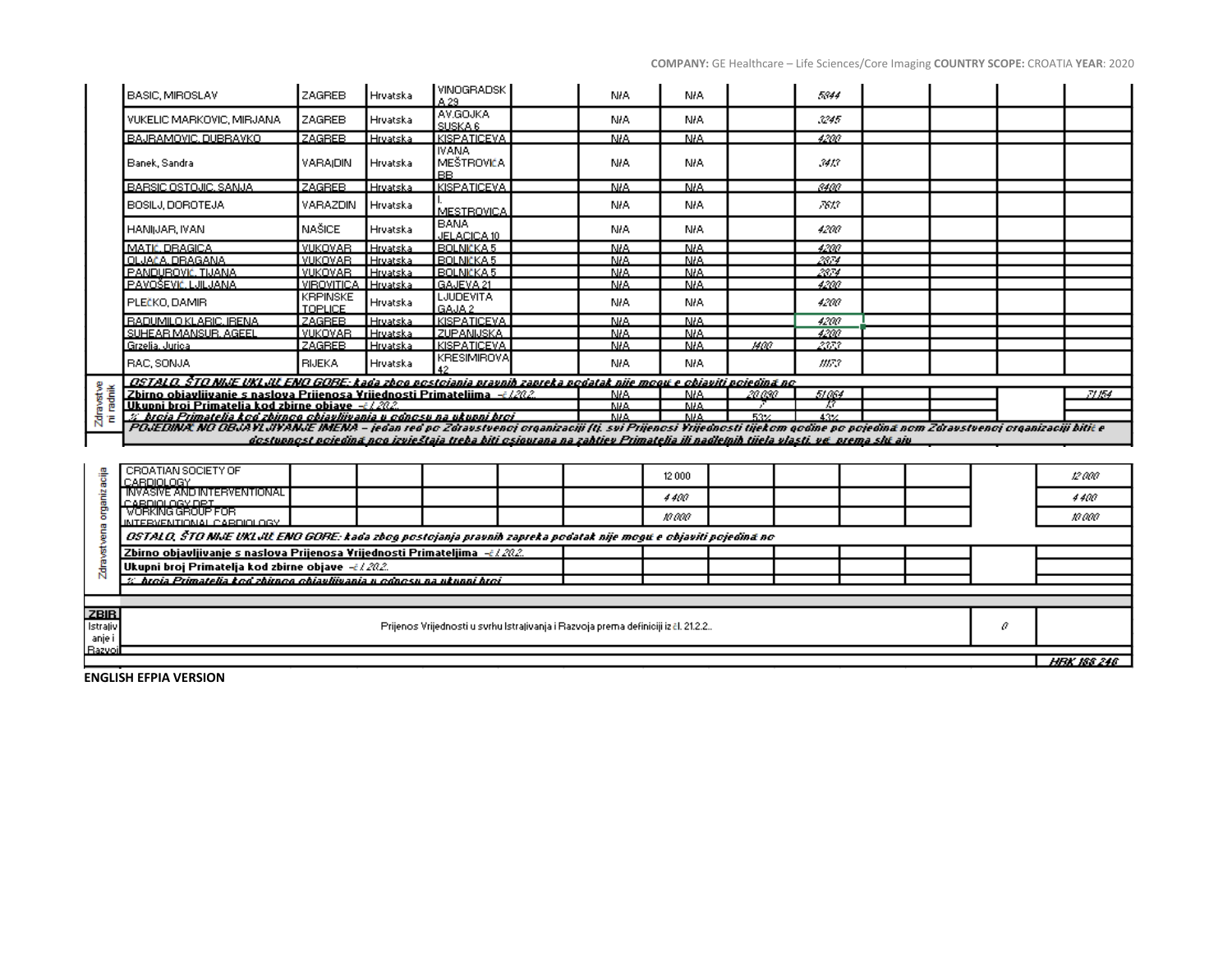| | | | | | | | | | | | | | |
|---|---|---|---|---|---|---|---|---|---|---|---|---|---|
| | BASIC, MIROSLAV | ZAGREB | Hrvatska | VINOGRADSKA 29 | | N/A | N/A | | 5844 | | | | |
| | VUKELIC MARKOVIC, MIRJANA | ZAGREB | Hrvatska | AV.GOJKA SUSKA 6 | | N/A | N/A | | 3245 | | | | |
| | BAJRAMOVIC, DUBRAVKO | ZAGREB | Hrvatska | KISPATICEVA | | N/A | N/A | | 4200 | | | | |
| | Banek, Sandra | VARAJDIN | Hrvatska | IVANA MEŠTROVIĆA BB | | N/A | N/A | | 3413 | | | | |
| | BARSIC OSTOJIC, SANJA | ZAGREB | Hrvatska | KISPATICEVA | | N/A | N/A | | 8400 | | | | |
| | BOSILJ, DOROTEJA | VARAZDIN | Hrvatska | I. MESTROVICA | | N/A | N/A | | 7613 | | | | |
| | HANIJAR, IVAN | NAŠICE | Hrvatska | BANA JELACICA 10 | | N/A | N/A | | 4200 | | | | |
| | MATIĆ, DRAGICA | VUKOVAR | Hrvatska | BOLNIČKA 5 | | N/A | N/A | | 4200 | | | | |
| | OLJAČA, DRAGANA | VUKOVAR | Hrvatska | BOLNIČKA 5 | | N/A | N/A | | 2874 | | | | |
| | PANDUROVIĆ, TIJANA | VUKOVAR | Hrvatska | BOLNIČKA 5 | | N/A | N/A | | 2874 | | | | |
| | PAVOŠEVIĆ, LJILJANA | VIROVITICA | Hrvatska | GAJEVA 21 | | N/A | N/A | | 4200 | | | | |
| | PLEĆKO, DAMIR | KRPINSKE TOPLICE | Hrvatska | LJUDEVITA GAJA 2 | | N/A | N/A | | 4200 | | | | |
| | RADUMILO KLARIC, IRENA | ZAGREB | Hrvatska | KISPATICEVA | | N/A | N/A | | 4200 | | | | |
| | SUHEAR MANSUR, AGEEL | VUKOVAR | Hrvatska | ZUPANIJSKA | | N/A | N/A | | 4200 | | | | |
| | Grzelja, Jurica | ZAGREB | Hrvatska | KISPATICEVA | | N/A | N/A | 1400 | 2073 | | | | |
| | RAC, SONJA | RIJEKA | Hrvatska | KRESIMIROVA 42 | | N/A | N/A | | 11173 | | | | |
| Zdravstveni radnik | OSTALO, ŠTO NIJE UKLJUČENO GORE: kada zbog postojanja pravnih zapreka podatak nije moguće objaviti pojedinačno | | | | | | | | | | | | |
| | Zbirno objavljivanje s naslova Prijenosa Vrijednosti Primateljima - čl.20.2. | | | | | N/A | N/A | 20 090 | 51 064 | | | | 71 154 |
| | Ukupni broj Primatelja kod zbirne objave - čl.20.2. | | | | | N/A | N/A | 7 | 13 | | | | |
| | % broja Primatelja kod zbirnog objavljivanja u odnosu na ukupni broj | | | | | N/A | N/A | 53% | 43% | | | | |
| | POJEDINAČNO OBJAVLJIVANJE IMENA – jedan red po Zdravstvenoj organizaciji (tj. svi Prijenosi Vrijednosti tijekom godine po pojedinačnom Zdravstvenoj organizaciji biti će dostupnost pojedinačnog izvještaja treba biti osigurana na zahtjev Primatelja ili nadležnih tijela vlasti, već prema slučaju | | | | | | | | | | | | |

| | | | | | | | | | | | | | | |
|---|---|---|---|---|---|---|---|---|---|---|---|---|---|---|
| Zdravstvena organizacija | CROATIAN SOCIETY OF CARDIOLOGY | | | | | | 12 000 | | | | | | | 12 000 |
| | INVASIVE AND INTERVENTIONAL CARDIOLOGY DPT | | | | | | 4 400 | | | | | | | 4 400 |
| | WORKING GROUP FOR INTERVENTIONAL CARDIOLOGY | | | | | | 10 000 | | | | | | | 10 000 |
| | OSTALO, ŠTO NIJE UKLJUČENO GORE: kada zbog postojanja pravnih zapreka podatak nije moguće objaviti pojedinačno | | | | | | | | | | | | | |
| | Zbirno objavljivanje s naslova Prijenosa Vrijednosti Primateljima - čl.20.2. | | | | | | | | | | | | | |
| | Ukupni broj Primatelja kod zbirne objave - čl.20.2. | | | | | | | | | | | | | |
| | % broja Primatelja kod zbirnog objavljivanja u odnosu na ukupni broj | | | | | | | | | | | | | |
| ZBIR Istraživanje i Razvoj | Prijenos Vrijednosti u svrhu Istraživanja i Razvoja prema definiciji iz čl. 21.2.2. | | | | | | | | | | | | 0 | |
| | | | | | | | | | | | | | | HRK 166 246 |

**ENGLISH EFPIA VERSION**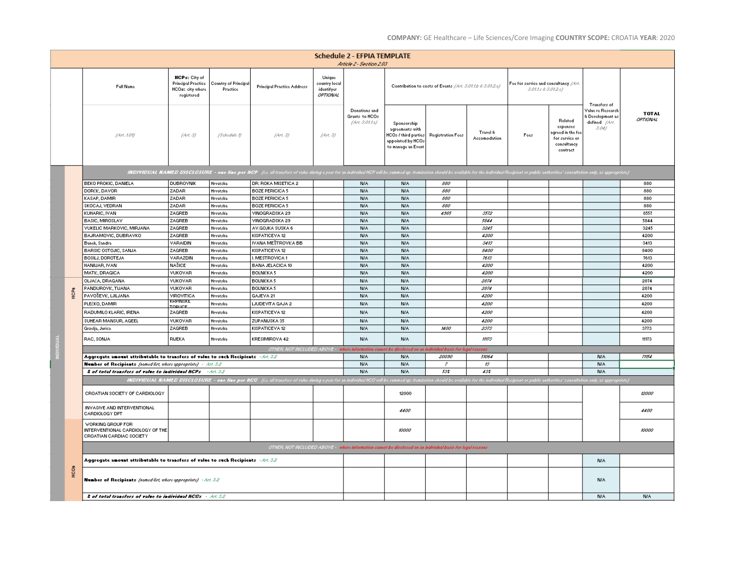**COMPANY:** GE Healthcare – Life Sciences/Core Imaging **COUNTRY SCOPE:** CROATIA **YEAR**: 2020

## Schedule 2 - EFPIA TEMPLATE

*Article 2 - Section 2.03*

| | | Full Name | HCPs: City of Principal Practice HCOs: city where registered | Country of Principal Practice | Principal Practice Address | Unique country local identifyer *OPTIONAL* | Donations and Grants to HCOs *(Art. 3.01.1.a)* | Contribution to costs of Events *(Art. 3.01.1.b & 3.01.2.a)* | | | Fee for service and consultancy *(Art. 3.01.1.c & 3.01.2.c)* | | Transfers of Value re Research & Development as defined *(Art. 3.04)* | **TOTAL** *OPTIONAL* |
|---|---|---|---|---|---|---|---|---|---|---|---|---|---|---|
| | | *(Art. 1.01)* | *(Art. 3)* | *(Schedule 1)* | *(Art. 3)* | *(Art. 3)* | | Sponsorship agreements with HCOs / third parties appointed by HCOs to manage an Event | Registration Fees | Travel & Accomodation | Fees | Related expenses agreed in the fee for service or consultancy contract | | |
| INDIVIDUAL | HCPs | ***INDIVIDUAL NAMED DISCLOSURE - one line per HCP*** *(i.e. all transfers of value during a year for an individual HCP will be summed up: itemization should be available for the individual Recipient or public authorities' consultation only, as appropriate)* | | | | | | | | | | | | |
| | | BEKO PROKIC, DANIELA | DUBROVNIK | Hrvatska | DR. ROKA MISETICA 2 | | N/A | N/A | 880 | | | | | 880 |
| | | DORĆIĆ, DAVOR | ZADAR | Hrvatska | BOZE PERICICA 5 | | N/A | N/A | 880 | | | | | 880 |
| | | KASAP, DAMIR | ZADAR | Hrvatska | BOZE PERICICA 5 | | N/A | N/A | 880 | | | | | 880 |
| | | SKOCAJ, VEDRAN | ZADAR | Hrvatska | BOZE PERICICA 5 | | N/A | N/A | 880 | | | | | 880 |
| | | KUHARIC, IVAN | ZAGREB | Hrvatska | VINOGRADSKA 29 | | N/A | N/A | 4985 | 3572 | | | | 8557 |
| | | BASIC, MIROSLAV | ZAGREB | Hrvatska | VINOGRADSKA 29 | | N/A | N/A | | 5844 | | | | 5844 |
| | | VUKELIC MARKOVIC, MIRJANA | ZAGREB | Hrvatska | AV.GOJKA SUSKA 6 | | N/A | N/A | | 3245 | | | | 3245 |
| | | BAJRAMOVIC, DUBRAVKO | ZAGREB | Hrvatska | KISPATICEVA 12 | | N/A | N/A | | 4200 | | | | 4200 |
| | | Banek, Sandra | VARAIDIN | Hrvatska | IVANA MEŠTROVIĆA BB | | N/A | N/A | | 3413 | | | | 3413 |
| | | BARSIC OSTOJIC, SANJA | ZAGREB | Hrvatska | KISPATICEVA 12 | | N/A | N/A | | 8400 | | | | 8400 |
| | | BOSILJ, DOROTEJA | VARAZDIN | Hrvatska | I. MESTROVICA 1 | | N/A | N/A | | 7613 | | | | 7613 |
| | | HANIIJAR, IVAN | NAŠICE | Hrvatska | BANA JELACICA 10 | | N/A | N/A | | 4200 | | | | 4200 |
| | | MATIĆ, DRAGICA | VUKOVAR | Hrvatska | BOLNIČKA 5 | | N/A | N/A | | 4200 | | | | 4200 |
| | | OLJAČA, DRAGANA | VUKOVAR | Hrvatska | BOLNIČKA 5 | | N/A | N/A | | 2874 | | | | 2874 |
| | | PANDUROVIĆ, TIJANA | VUKOVAR | Hrvatska | BOLNIČKA 5 | | N/A | N/A | | 2874 | | | | 2874 |
| | | PAVOŠEVIĆ, LJILJANA | VIROVITICA | Hrvatska | GAJEVA 21 | | N/A | N/A | | 4200 | | | | 4200 |
| | | PLEĆKO, DAMIR | KRAPINSKE TOPLICE | Hrvatska | LJUDEVITA GAJA 2 | | N/A | N/A | | 4200 | | | | 4200 |
| | | RADUMILO KLARIC, IRENA | ZAGREB | Hrvatska | KISPATICEVA 12 | | N/A | N/A | | 4200 | | | | 4200 |
| | | SUHEAR MANSUR, AGEEL | VUKOVAR | Hrvatska | ZUPANIJSKA 35 | | N/A | N/A | | 4200 | | | | 4200 |
| | | Grzelja, Jurica | ZAGREB | Hrvatska | KISPATICEVA 12 | | N/A | N/A | 1400 | 2373 | | | | 3773 |
| | | RAC, SONJA | RIJEKA | Hrvatska | KRESIMIROVA 42 | | N/A | N/A | | 11173 | | | | 11173 |
| | | *OTHER, NOT INCLUDED ABOVE - where information cannot be disclosed on an individual basis for legal reasons* | | | | | | | | | | | | |
| | | **Aggregate amount attributable to transfers of value to such Recipients** *- Art. 3.2* | | | | | N/A | N/A | 20090 | 51064 | | | N/A | 71154 |
| | | **Number of Recipients** *(named list, where appropriate) - Art. 3.2* | | | | | N/A | N/A | 7 | 15 | | | N/A | |
| | | **% of total transfers of value to individual HCPs** *- Art. 3.2* | | | | | N/A | N/A | 53% | 43% | | | N/A | |
| | HCOs | ***INDIVIDUAL NAMED DISCLOSURE - one line per HCO*** *(i.e. all transfers of value during a year for an individual HCO will be summed up: itemization should be available for the individual Recipient or public authorities' consultation only, as appropriate)* | | | | | | | | | | | | |
| | | CROATIAN SOCIETY OF CARDIOLOGY | | | | | | 12000 | | | | | | 12000 |
| | | INVASIVE AND INTERVENTIONAL CARDIOLOGY DPT | | | | | | 4400 | | | | | | 4400 |
| | | WORKING GROUP FOR INTERVENTIONAL CARDIOLOGY OF THE CROATIAN CARDIAC SOCIETY | | | | | | 10000 | | | | | | 10000 |
| | | *OTHER, NOT INCLUDED ABOVE - where information cannot be disclosed on an individual basis for legal reasons* | | | | | | | | | | | | |
| | | **Aggregate amount attributable to transfers of value to such Recipients** *- Art. 3.2* | | | | | | | | | | | N/A | |
| | | **Number of Recipients** *(named list, where appropriate) - Art. 3.2* | | | | | | | | | | | N/A | |
| | | **% of total transfers of value to individual HCOs** *- Art. 3.2* | | | | | | | | | | | N/A | N/A |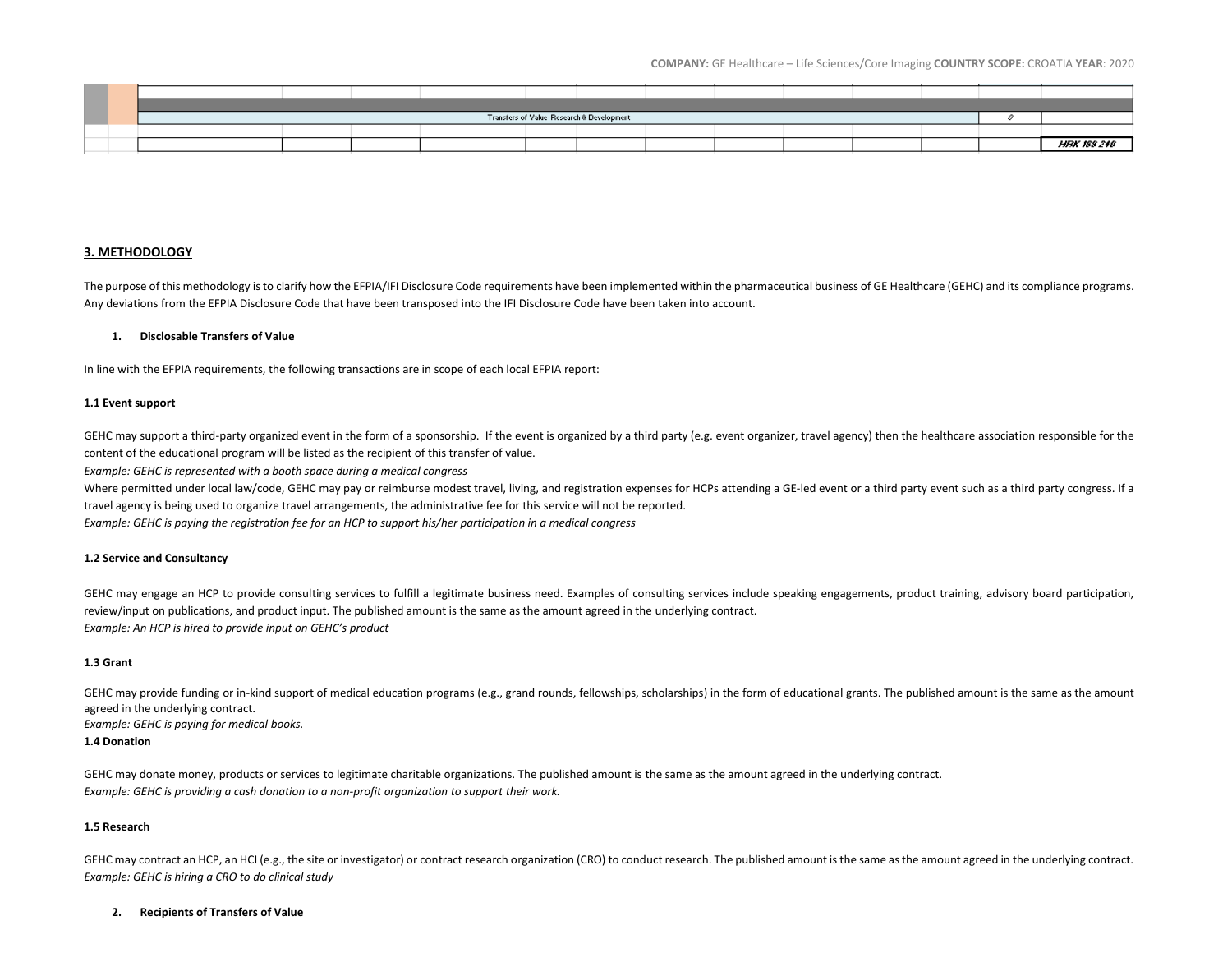| Transfers of Value Research & Development | 0 | |
|---|---|---|
| | | HRK 188 246 |

## 3. METHODOLOGY

The purpose of this methodology is to clarify how the EFPIA/IFI Disclosure Code requirements have been implemented within the pharmaceutical business of GE Healthcare (GEHC) and its compliance programs. Any deviations from the EFPIA Disclosure Code that have been transposed into the IFI Disclosure Code have been taken into account.

### 1. Disclosable Transfers of Value

In line with the EFPIA requirements, the following transactions are in scope of each local EFPIA report:

#### 1.1 Event support

GEHC may support a third-party organized event in the form of a sponsorship. If the event is organized by a third party (e.g. event organizer, travel agency) then the healthcare association responsible for the content of the educational program will be listed as the recipient of this transfer of value.

*Example: GEHC is represented with a booth space during a medical congress*

Where permitted under local law/code, GEHC may pay or reimburse modest travel, living, and registration expenses for HCPs attending a GE-led event or a third party event such as a third party congress. If a travel agency is being used to organize travel arrangements, the administrative fee for this service will not be reported.

*Example: GEHC is paying the registration fee for an HCP to support his/her participation in a medical congress*

#### 1.2 Service and Consultancy

GEHC may engage an HCP to provide consulting services to fulfill a legitimate business need. Examples of consulting services include speaking engagements, product training, advisory board participation, review/input on publications, and product input. The published amount is the same as the amount agreed in the underlying contract.

*Example: An HCP is hired to provide input on GEHC's product*

#### 1.3 Grant

GEHC may provide funding or in-kind support of medical education programs (e.g., grand rounds, fellowships, scholarships) in the form of educational grants. The published amount is the same as the amount agreed in the underlying contract.

*Example: GEHC is paying for medical books.*

#### 1.4 Donation

GEHC may donate money, products or services to legitimate charitable organizations. The published amount is the same as the amount agreed in the underlying contract.

*Example: GEHC is providing a cash donation to a non-profit organization to support their work.*

#### 1.5 Research

GEHC may contract an HCP, an HCI (e.g., the site or investigator) or contract research organization (CRO) to conduct research. The published amount is the same as the amount agreed in the underlying contract.

*Example: GEHC is hiring a CRO to do clinical study*

### 2. Recipients of Transfers of Value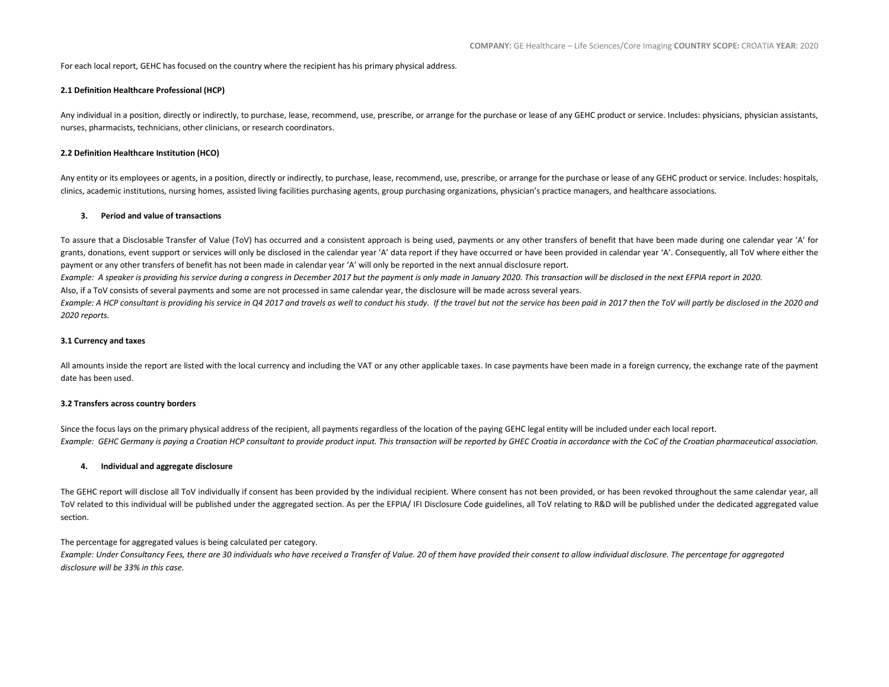For each local report, GEHC has focused on the country where the recipient has his primary physical address.

#### 2.1 Definition Healthcare Professional (HCP)

Any individual in a position, directly or indirectly, to purchase, lease, recommend, use, prescribe, or arrange for the purchase or lease of any GEHC product or service. Includes: physicians, physician assistants, nurses, pharmacists, technicians, other clinicians, or research coordinators.

#### 2.2 Definition Healthcare Institution (HCO)

Any entity or its employees or agents, in a position, directly or indirectly, to purchase, lease, recommend, use, prescribe, or arrange for the purchase or lease of any GEHC product or service. Includes: hospitals, clinics, academic institutions, nursing homes, assisted living facilities purchasing agents, group purchasing organizations, physician's practice managers, and healthcare associations.

### 3. Period and value of transactions

To assure that a Disclosable Transfer of Value (ToV) has occurred and a consistent approach is being used, payments or any other transfers of benefit that have been made during one calendar year 'A' for grants, donations, event support or services will only be disclosed in the calendar year 'A' data report if they have occurred or have been provided in calendar year 'A'. Consequently, all ToV where either the payment or any other transfers of benefit has not been made in calendar year 'A' will only be reported in the next annual disclosure report.

*Example: A speaker is providing his service during a congress in December 2017 but the payment is only made in January 2020. This transaction will be disclosed in the next EFPIA report in 2020.*

Also, if a ToV consists of several payments and some are not processed in same calendar year, the disclosure will be made across several years.

*Example: A HCP consultant is providing his service in Q4 2017 and travels as well to conduct his study. If the travel but not the service has been paid in 2017 then the ToV will partly be disclosed in the 2020 and 2020 reports.*

#### 3.1 Currency and taxes

All amounts inside the report are listed with the local currency and including the VAT or any other applicable taxes. In case payments have been made in a foreign currency, the exchange rate of the payment date has been used.

#### 3.2 Transfers across country borders

Since the focus lays on the primary physical address of the recipient, all payments regardless of the location of the paying GEHC legal entity will be included under each local report.

*Example: GEHC Germany is paying a Croatian HCP consultant to provide product input. This transaction will be reported by GHEC Croatia in accordance with the CoC of the Croatian pharmaceutical association.*

### 4. Individual and aggregate disclosure

The GEHC report will disclose all ToV individually if consent has been provided by the individual recipient. Where consent has not been provided, or has been revoked throughout the same calendar year, all ToV related to this individual will be published under the aggregated section. As per the EFPIA/ IFI Disclosure Code guidelines, all ToV relating to R&D will be published under the dedicated aggregated value section.

The percentage for aggregated values is being calculated per category.

*Example: Under Consultancy Fees, there are 30 individuals who have received a Transfer of Value. 20 of them have provided their consent to allow individual disclosure. The percentage for aggregated disclosure will be 33% in this case.*